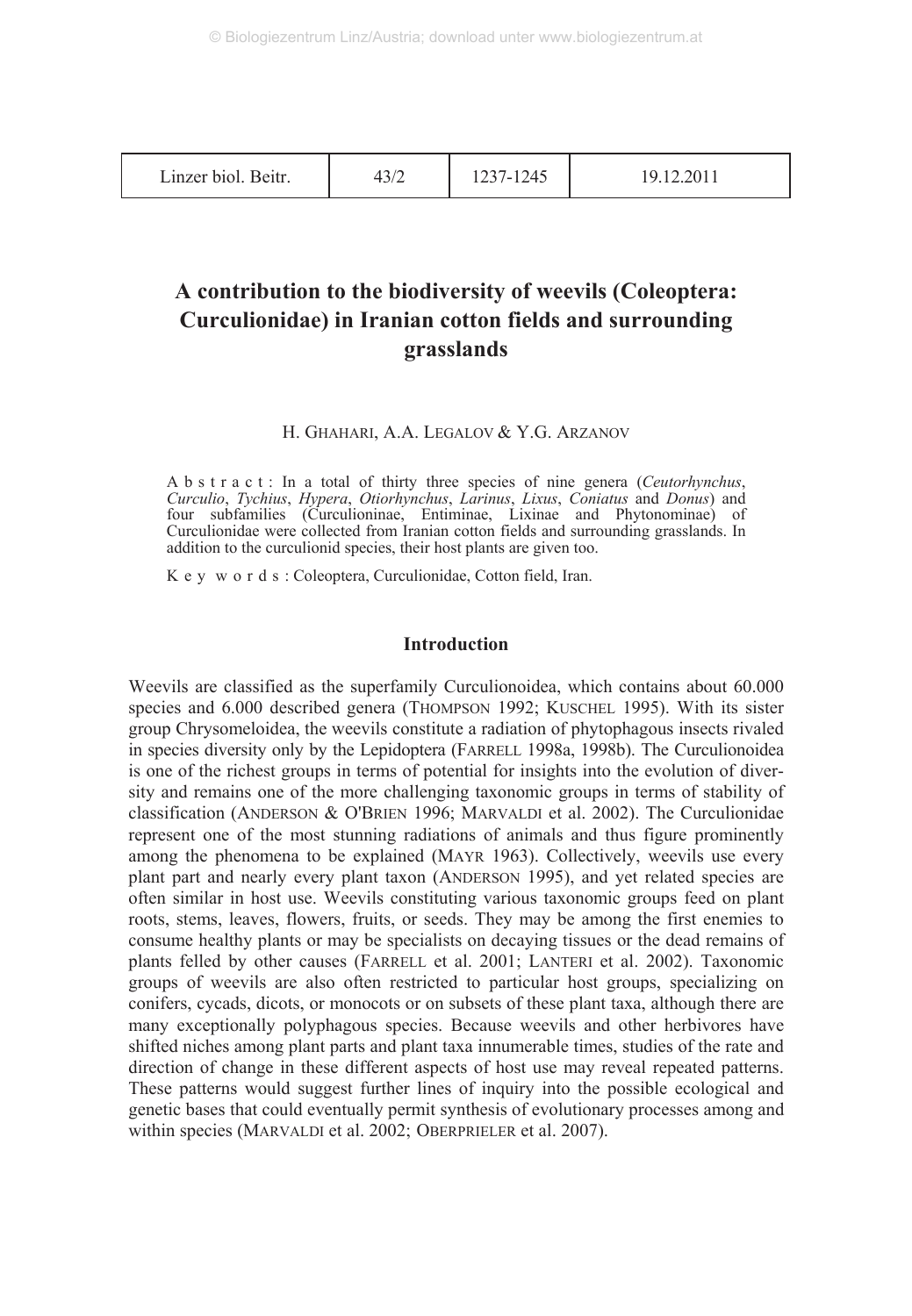# A contribution to the biodiversity of weevils (Coleoptera: Curculionidae) in Iranian cotton fields and surrounding grasslands

H. GHAHARI, A.A. LEGALOV & Y.G. ARZANOV

**Abstract**: In a total of thirty three species of nine genera (*Ceutorhynchus*, *Curculio*, *Tychius*, *Hypera*, *Otiorhynchus*, *Larinus*, *Lixus*, *Coniatus* and *Donus*) and four subfamilies (Curculioninae, Entiminae, Lixinae and Phytonominae) of Curculionidae were collected from Iranian cotton fields and surrounding grasslands. In addition to the curculionid species, their host plants are given too.

**Key words**: Coleoptera, Curculionidae, Cotton field, Iran.

## Introduction

Weevils are classified as the superfamily Curculionoidea, which contains about 60.000 species and 6.000 described genera (THOMPSON 1992; KUSCHEL 1995). With its sister group Chrysomeloidea, the weevils constitute a radiation of phytophagous insects rivaled in species diversity only by the Lepidoptera (FARRELL 1998a, 1998b). The Curculionoidea is one of the richest groups in terms of potential for insights into the evolution of diversity and remains one of the more challenging taxonomic groups in terms of stability of classification (ANDERSON & O'BRIEN 1996; MARVALDI et al. 2002). The Curculionidae represent one of the most stunning radiations of animals and thus figure prominently among the phenomena to be explained (MAYR 1963). Collectively, weevils use every plant part and nearly every plant taxon (ANDERSON 1995), and yet related species are often similar in host use. Weevils constituting various taxonomic groups feed on plant roots, stems, leaves, flowers, fruits, or seeds. They may be among the first enemies to consume healthy plants or may be specialists on decaying tissues or the dead remains of plants felled by other causes (FARRELL et al. 2001; LANTERI et al. 2002). Taxonomic groups of weevils are also often restricted to particular host groups, specializing on conifers, cycads, dicots, or monocots or on subsets of these plant taxa, although there are many exceptionally polyphagous species. Because weevils and other herbivores have shifted niches among plant parts and plant taxa innumerable times, studies of the rate and direction of change in these different aspects of host use may reveal repeated patterns. These patterns would suggest further lines of inquiry into the possible ecological and genetic bases that could eventually permit synthesis of evolutionary processes among and within species (MARVALDI et al. 2002; OBERPRIELER et al. 2007).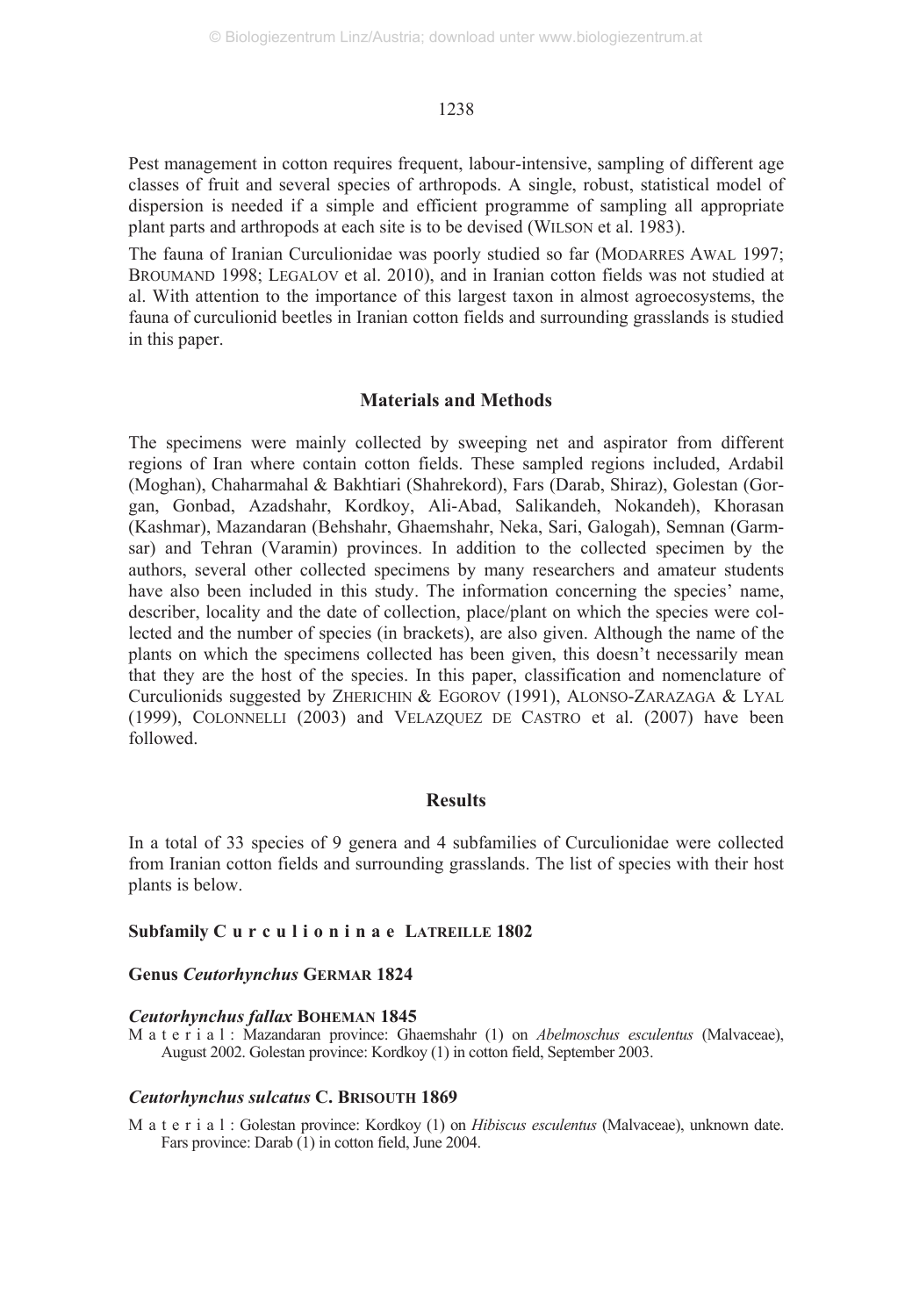Pest management in cotton requires frequent, labour-intensive, sampling of different age classes of fruit and several species of arthropods. A single, robust, statistical model of dispersion is needed if a simple and efficient programme of sampling all appropriate plant parts and arthropods at each site is to be devised (WILSON et al. 1983).

The fauna of Iranian Curculionidae was poorly studied so far (MODARRES AWAL 1997; BROUMAND 1998; LEGALOV et al. 2010), and in Iranian cotton fields was not studied at al. With attention to the importance of this largest taxon in almost agroecosystems, the fauna of curculionid beetles in Iranian cotton fields and surrounding grasslands is studied in this paper.

## Materials and Methods

The specimens were mainly collected by sweeping net and aspirator from different regions of Iran where contain cotton fields. These sampled regions included, Ardabil (Moghan), Chaharmahal & Bakhtiari (Shahrekord), Fars (Darab, Shiraz), Golestan (Gorgan, Gonbad, Azadshahr, Kordkoy, Ali-Abad, Salikandeh, Nokandeh), Khorasan (Kashmar), Mazandaran (Behshahr, Ghaemshahr, Neka, Sari, Galogah), Semnan (Garmsar) and Tehran (Varamin) provinces. In addition to the collected specimen by the authors, several other collected specimens by many researchers and amateur students have also been included in this study. The information concerning the species' name, describer, locality and the date of collection, place/plant on which the species were collected and the number of species (in brackets), are also given. Although the name of the plants on which the specimens collected has been given, this doesn't necessarily mean that they are the host of the species. In this paper, classification and nomenclature of Curculionids suggested by ZHERICHIN & EGOROV (1991), ALONSO-ZARAZAGA & LYAL (1999), COLONNELLI (2003) and VELAZQUEZ DE CASTRO et al. (2007) have been followed.

## Results

In a total of 33 species of 9 genera and 4 subfamilies of Curculionidae were collected from Iranian cotton fields and surrounding grasslands. The list of species with their host plants is below.

### Subfamily Curculioninae LATREILLE 1802

#### Genus *Ceutorhynchus* GERMAR 1824

##### *Ceutorhynchus fallax* BOHEMAN 1845

Material: Mazandaran province: Ghaemshahr (1) on *Abelmoschus esculentus* (Malvaceae), August 2002. Golestan province: Kordkoy (1) in cotton field, September 2003.

##### *Ceutorhynchus sulcatus* C. BRISOUTH 1869

Material: Golestan province: Kordkoy (1) on *Hibiscus esculentus* (Malvaceae), unknown date. Fars province: Darab (1) in cotton field, June 2004.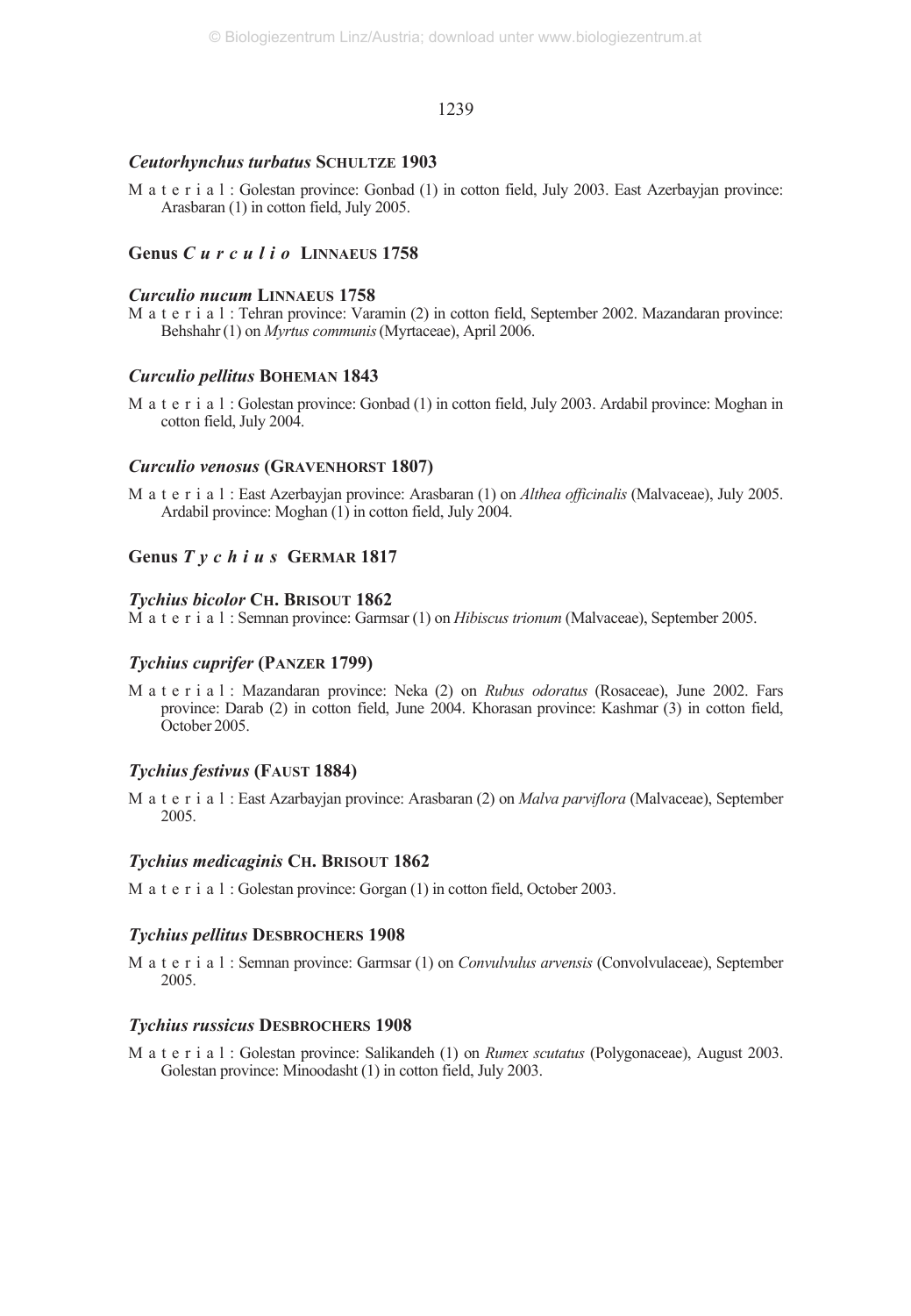### *Ceutorhynchus turbatus* SCHULTZE 1903

Material: Golestan province: Gonbad (1) in cotton field, July 2003. East Azerbayjan province: Arasbaran (1) in cotton field, July 2005.

## Genus *Curculio* LINNAEUS 1758

### *Curculio nucum* LINNAEUS 1758

Material: Tehran province: Varamin (2) in cotton field, September 2002. Mazandaran province: Behshahr (1) on *Myrtus communis* (Myrtaceae), April 2006.

### *Curculio pellitus* BOHEMAN 1843

Material: Golestan province: Gonbad (1) in cotton field, July 2003. Ardabil province: Moghan in cotton field, July 2004.

### *Curculio venosus* (GRAVENHORST 1807)

Material: East Azerbayjan province: Arasbaran (1) on *Althea officinalis* (Malvaceae), July 2005. Ardabil province: Moghan (1) in cotton field, July 2004.

## Genus *Tychius* GERMAR 1817

### *Tychius bicolor* CH. BRISOUT 1862

Material: Semnan province: Garmsar (1) on *Hibiscus trionum* (Malvaceae), September 2005.

### *Tychius cuprifer* (PANZER 1799)

Material: Mazandaran province: Neka (2) on *Rubus odoratus* (Rosaceae), June 2002. Fars province: Darab (2) in cotton field, June 2004. Khorasan province: Kashmar (3) in cotton field, October 2005.

### *Tychius festivus* (FAUST 1884)

Material: East Azarbayjan province: Arasbaran (2) on *Malva parviflora* (Malvaceae), September 2005.

### *Tychius medicaginis* CH. BRISOUT 1862

Material: Golestan province: Gorgan (1) in cotton field, October 2003.

### *Tychius pellitus* DESBROCHERS 1908

Material: Semnan province: Garmsar (1) on *Convulvulus arvensis* (Convolvulaceae), September 2005.

### *Tychius russicus* DESBROCHERS 1908

Material: Golestan province: Salikandeh (1) on *Rumex scutatus* (Polygonaceae), August 2003. Golestan province: Minoodasht (1) in cotton field, July 2003.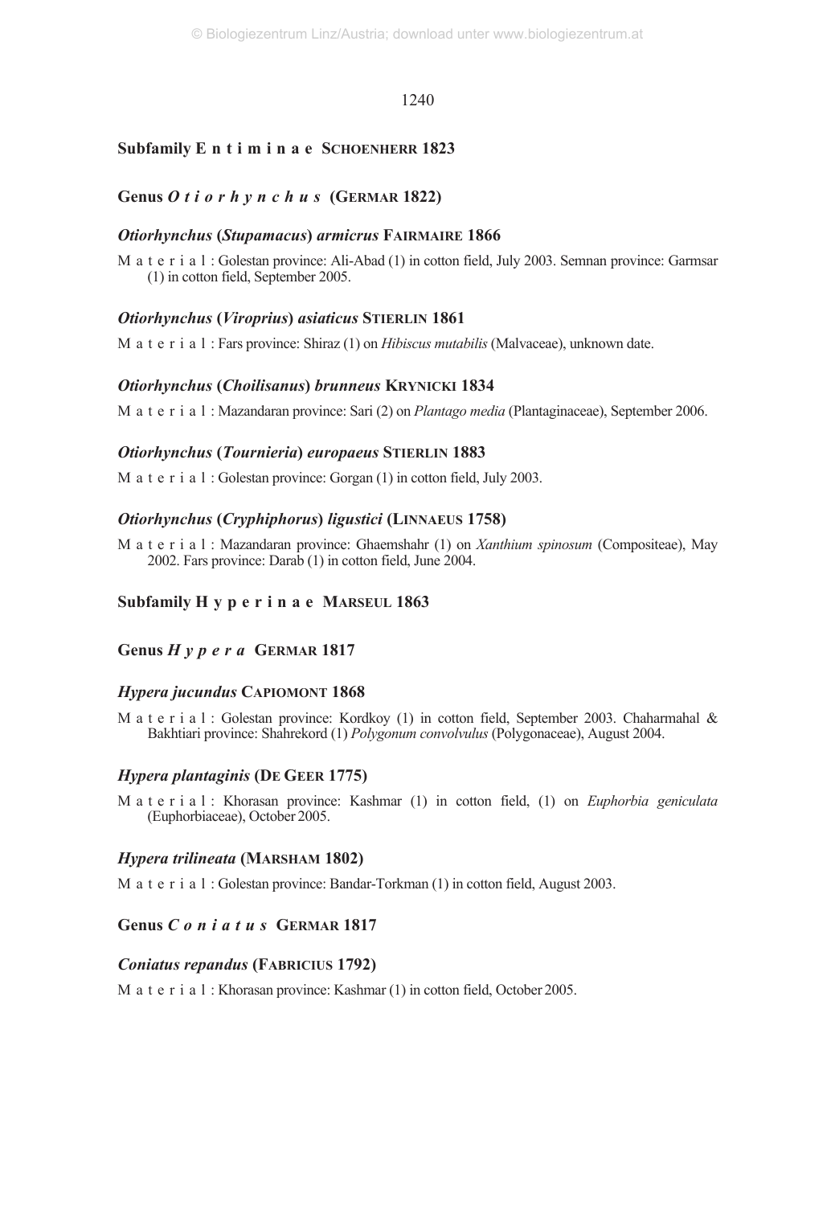## Subfamily Entiminae SCHOENHERR 1823

### Genus *Otiorhynchus* (GERMAR 1822)

#### *Otiorhynchus* (*Stupamacus*) *armicrus* FAIRMAIRE 1866

Material: Golestan province: Ali-Abad (1) in cotton field, July 2003. Semnan province: Garmsar (1) in cotton field, September 2005.

#### *Otiorhynchus* (*Viroprius*) *asiaticus* STIERLIN 1861

Material: Fars province: Shiraz (1) on *Hibiscus mutabilis* (Malvaceae), unknown date.

#### *Otiorhynchus* (*Choilisanus*) *brunneus* KRYNICKI 1834

Material: Mazandaran province: Sari (2) on *Plantago media* (Plantaginaceae), September 2006.

#### *Otiorhynchus* (*Tournieria*) *europaeus* STIERLIN 1883

Material: Golestan province: Gorgan (1) in cotton field, July 2003.

#### *Otiorhynchus* (*Cryphiphorus*) *ligustici* (LINNAEUS 1758)

Material: Mazandaran province: Ghaemshahr (1) on *Xanthium spinosum* (Compositeae), May 2002. Fars province: Darab (1) in cotton field, June 2004.

## Subfamily Hyperinae MARSEUL 1863

### Genus *Hypera* GERMAR 1817

#### *Hypera jucundus* CAPIOMONT 1868

Material: Golestan province: Kordkoy (1) in cotton field, September 2003. Chaharmahal & Bakhtiari province: Shahrekord (1) *Polygonum convolvulus* (Polygonaceae), August 2004.

#### *Hypera plantaginis* (DE GEER 1775)

Material: Khorasan province: Kashmar (1) in cotton field, (1) on *Euphorbia geniculata* (Euphorbiaceae), October 2005.

#### *Hypera trilineata* (MARSHAM 1802)

Material: Golestan province: Bandar-Torkman (1) in cotton field, August 2003.

### Genus *Coniatus* GERMAR 1817

#### *Coniatus repandus* (FABRICIUS 1792)

Material: Khorasan province: Kashmar (1) in cotton field, October 2005.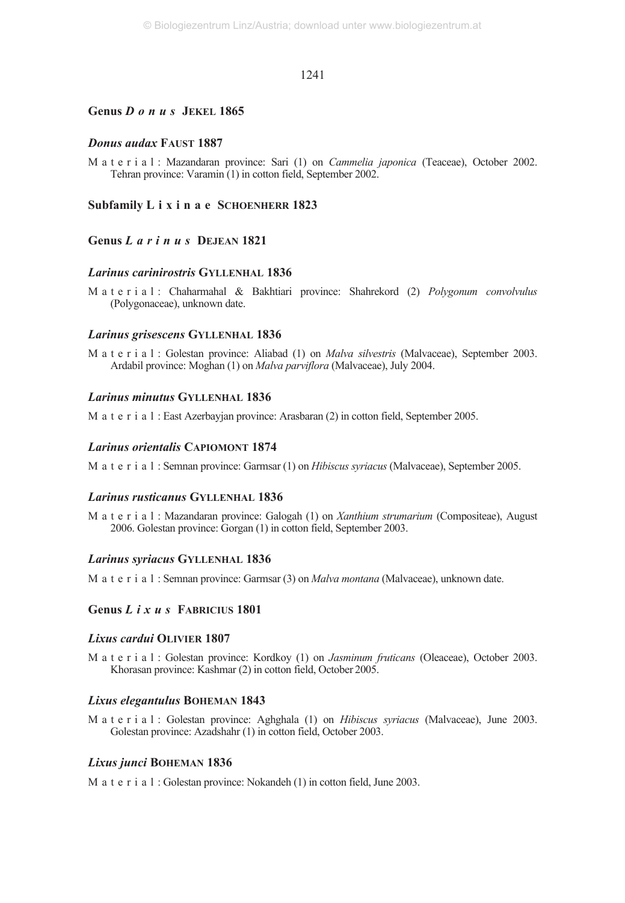## Genus *D o n u s* JEKEL 1865

### *Donus audax* FAUST 1887

M a t e r i a l : Mazandaran province: Sari (1) on *Cammelia japonica* (Teaceae), October 2002. Tehran province: Varamin (1) in cotton field, September 2002.

## Subfamily L i x i n a e SCHOENHERR 1823

## Genus *L a r i n u s* DEJEAN 1821

### *Larinus carinirostris* GYLLENHAL 1836

M a t e r i a l : Chaharmahal & Bakhtiari province: Shahrekord (2) *Polygonum convolvulus* (Polygonaceae), unknown date.

### *Larinus grisescens* GYLLENHAL 1836

M a t e r i a l : Golestan province: Aliabad (1) on *Malva silvestris* (Malvaceae), September 2003. Ardabil province: Moghan (1) on *Malva parviflora* (Malvaceae), July 2004.

### *Larinus minutus* GYLLENHAL 1836

M a t e r i a l : East Azerbayjan province: Arasbaran (2) in cotton field, September 2005.

### *Larinus orientalis* CAPIOMONT 1874

M a t e r i a l : Semnan province: Garmsar (1) on *Hibiscus syriacus* (Malvaceae), September 2005.

### *Larinus rusticanus* GYLLENHAL 1836

M a t e r i a l : Mazandaran province: Galogah (1) on *Xanthium strumarium* (Compositeae), August 2006. Golestan province: Gorgan (1) in cotton field, September 2003.

### *Larinus syriacus* GYLLENHAL 1836

M a t e r i a l : Semnan province: Garmsar (3) on *Malva montana* (Malvaceae), unknown date.

## Genus *L i x u s* FABRICIUS 1801

### *Lixus cardui* OLIVIER 1807

M a t e r i a l : Golestan province: Kordkoy (1) on *Jasminum fruticans* (Oleaceae), October 2003. Khorasan province: Kashmar (2) in cotton field, October 2005.

### *Lixus elegantulus* BOHEMAN 1843

M a t e r i a l : Golestan province: Aghghala (1) on *Hibiscus syriacus* (Malvaceae), June 2003. Golestan province: Azadshahr (1) in cotton field, October 2003.

### *Lixus junci* BOHEMAN 1836

M a t e r i a l : Golestan province: Nokandeh (1) in cotton field, June 2003.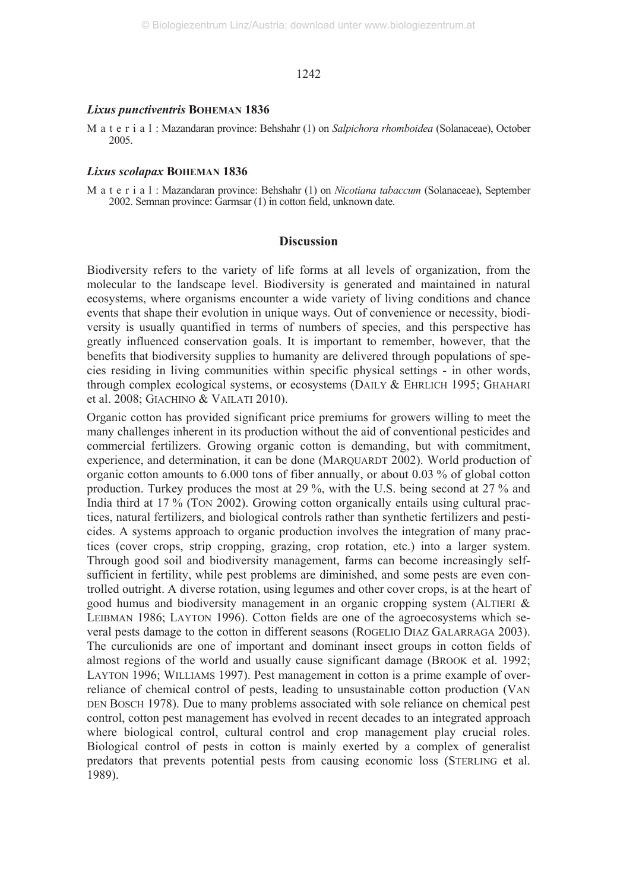### *Lixus punctiventris* BOHEMAN 1836

M a t e r i a l : Mazandaran province: Behshahr (1) on *Salpichora rhomboidea* (Solanaceae), October 2005.

### *Lixus scolapax* BOHEMAN 1836

M a t e r i a l : Mazandaran province: Behshahr (1) on *Nicotiana tabaccum* (Solanaceae), September 2002. Semnan province: Garmsar (1) in cotton field, unknown date.

## Discussion

Biodiversity refers to the variety of life forms at all levels of organization, from the molecular to the landscape level. Biodiversity is generated and maintained in natural ecosystems, where organisms encounter a wide variety of living conditions and chance events that shape their evolution in unique ways. Out of convenience or necessity, biodiversity is usually quantified in terms of numbers of species, and this perspective has greatly influenced conservation goals. It is important to remember, however, that the benefits that biodiversity supplies to humanity are delivered through populations of species residing in living communities within specific physical settings - in other words, through complex ecological systems, or ecosystems (DAILY & EHRLICH 1995; GHAHARI et al. 2008; GIACHINO & VAILATI 2010).

Organic cotton has provided significant price premiums for growers willing to meet the many challenges inherent in its production without the aid of conventional pesticides and commercial fertilizers. Growing organic cotton is demanding, but with commitment, experience, and determination, it can be done (MARQUARDT 2002). World production of organic cotton amounts to 6.000 tons of fiber annually, or about 0.03 % of global cotton production. Turkey produces the most at 29 %, with the U.S. being second at 27 % and India third at 17 % (TON 2002). Growing cotton organically entails using cultural practices, natural fertilizers, and biological controls rather than synthetic fertilizers and pesticides. A systems approach to organic production involves the integration of many practices (cover crops, strip cropping, grazing, crop rotation, etc.) into a larger system. Through good soil and biodiversity management, farms can become increasingly self-sufficient in fertility, while pest problems are diminished, and some pests are even controlled outright. A diverse rotation, using legumes and other cover crops, is at the heart of good humus and biodiversity management in an organic cropping system (ALTIERI & LEIBMAN 1986; LAYTON 1996). Cotton fields are one of the agroecosystems which several pests damage to the cotton in different seasons (ROGELIO DIAZ GALARRAGA 2003). The curculionids are one of important and dominant insect groups in cotton fields of almost regions of the world and usually cause significant damage (BROOK et al. 1992; LAYTON 1996; WILLIAMS 1997). Pest management in cotton is a prime example of over-reliance of chemical control of pests, leading to unsustainable cotton production (VAN DEN BOSCH 1978). Due to many problems associated with sole reliance on chemical pest control, cotton pest management has evolved in recent decades to an integrated approach where biological control, cultural control and crop management play crucial roles. Biological control of pests in cotton is mainly exerted by a complex of generalist predators that prevents potential pests from causing economic loss (STERLING et al. 1989).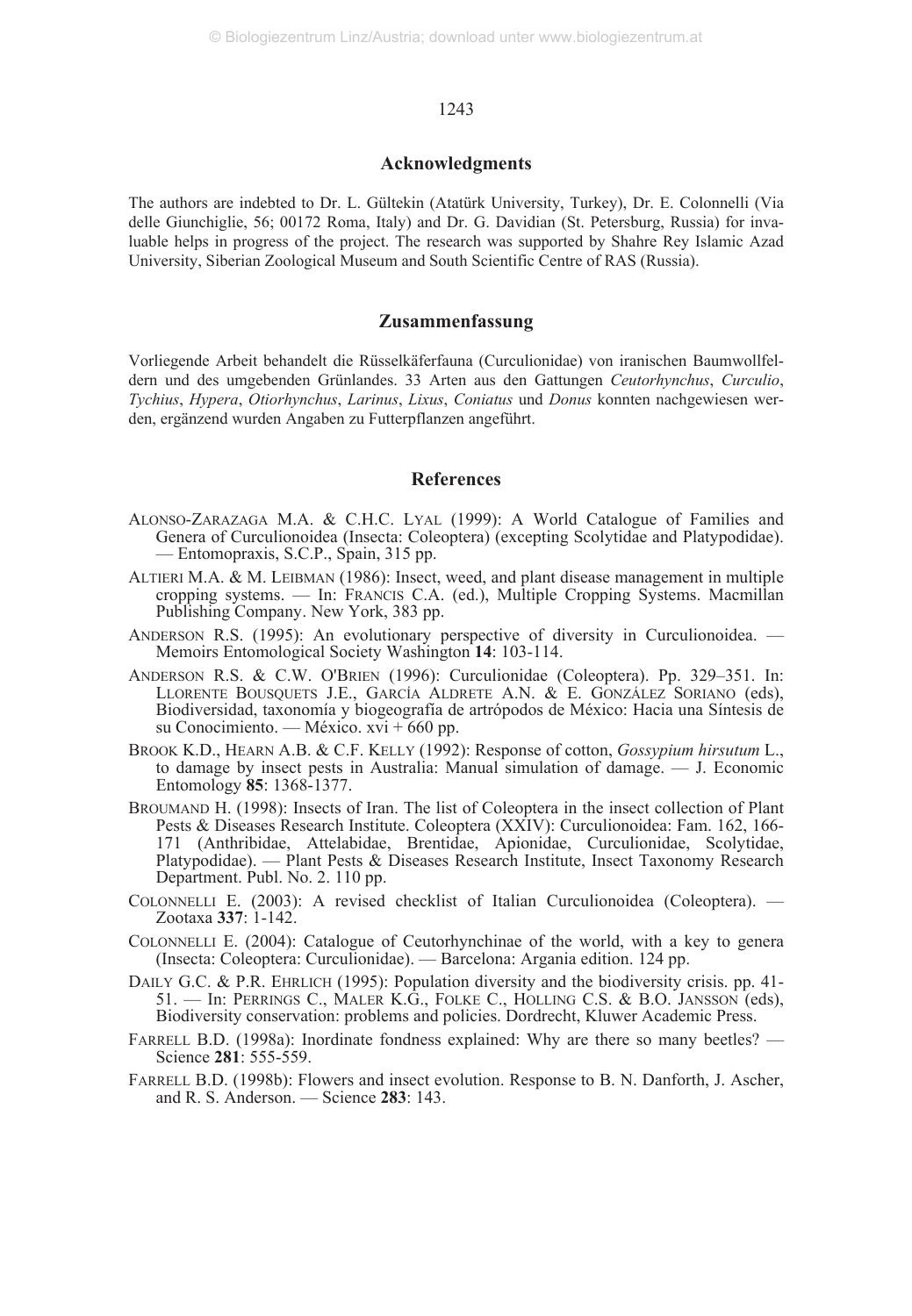## Acknowledgments

The authors are indebted to Dr. L. Gültekin (Atatürk University, Turkey), Dr. E. Colonnelli (Via delle Giunchiglie, 56; 00172 Roma, Italy) and Dr. G. Davidian (St. Petersburg, Russia) for invaluable helps in progress of the project. The research was supported by Shahre Rey Islamic Azad University, Siberian Zoological Museum and South Scientific Centre of RAS (Russia).

## Zusammenfassung

Vorliegende Arbeit behandelt die Rüsselkäferfauna (Curculionidae) von iranischen Baumwollfeldern und des umgebenden Grünlandes. 33 Arten aus den Gattungen *Ceutorhynchus*, *Curculio*, *Tychius*, *Hypera*, *Otiorhynchus*, *Larinus*, *Lixus*, *Coniatus* und *Donus* konnten nachgewiesen werden, ergänzend wurden Angaben zu Futterpflanzen angeführt.

## References

ALONSO-ZARAZAGA M.A. & C.H.C. LYAL (1999): A World Catalogue of Families and Genera of Curculionoidea (Insecta: Coleoptera) (excepting Scolytidae and Platypodidae). — Entomopraxis, S.C.P., Spain, 315 pp.

ALTIERI M.A. & M. LEIBMAN (1986): Insect, weed, and plant disease management in multiple cropping systems. — In: FRANCIS C.A. (ed.), Multiple Cropping Systems. Macmillan Publishing Company. New York, 383 pp.

ANDERSON R.S. (1995): An evolutionary perspective of diversity in Curculionoidea. — Memoirs Entomological Society Washington **14**: 103-114.

ANDERSON R.S. & C.W. O'BRIEN (1996): Curculionidae (Coleoptera). Pp. 329–351. In: LLORENTE BOUSQUETS J.E., GARCÍA ALDRETE A.N. & E. GONZÁLEZ SORIANO (eds), Biodiversidad, taxonomía y biogeografía de artrópodos de México: Hacia una Síntesis de su Conocimiento. — México. xvi + 660 pp.

BROOK K.D., HEARN A.B. & C.F. KELLY (1992): Response of cotton, *Gossypium hirsutum* L., to damage by insect pests in Australia: Manual simulation of damage. — J. Economic Entomology **85**: 1368-1377.

BROUMAND H. (1998): Insects of Iran. The list of Coleoptera in the insect collection of Plant Pests & Diseases Research Institute. Coleoptera (XXIV): Curculionoidea: Fam. 162, 166-171 (Anthribidae, Attelabidae, Brentidae, Apionidae, Curculionidae, Scolytidae, Platypodidae). — Plant Pests & Diseases Research Institute, Insect Taxonomy Research Department. Publ. No. 2. 110 pp.

COLONNELLI E. (2003): A revised checklist of Italian Curculionoidea (Coleoptera). — Zootaxa **337**: 1-142.

COLONNELLI E. (2004): Catalogue of Ceutorhynchinae of the world, with a key to genera (Insecta: Coleoptera: Curculionidae). — Barcelona: Argania edition. 124 pp.

DAILY G.C. & P.R. EHRLICH (1995): Population diversity and the biodiversity crisis. pp. 41-51. — In: PERRINGS C., MALER K.G., FOLKE C., HOLLING C.S. & B.O. JANSSON (eds), Biodiversity conservation: problems and policies. Dordrecht, Kluwer Academic Press.

FARRELL B.D. (1998a): Inordinate fondness explained: Why are there so many beetles? — Science **281**: 555-559.

FARRELL B.D. (1998b): Flowers and insect evolution. Response to B. N. Danforth, J. Ascher, and R. S. Anderson. — Science **283**: 143.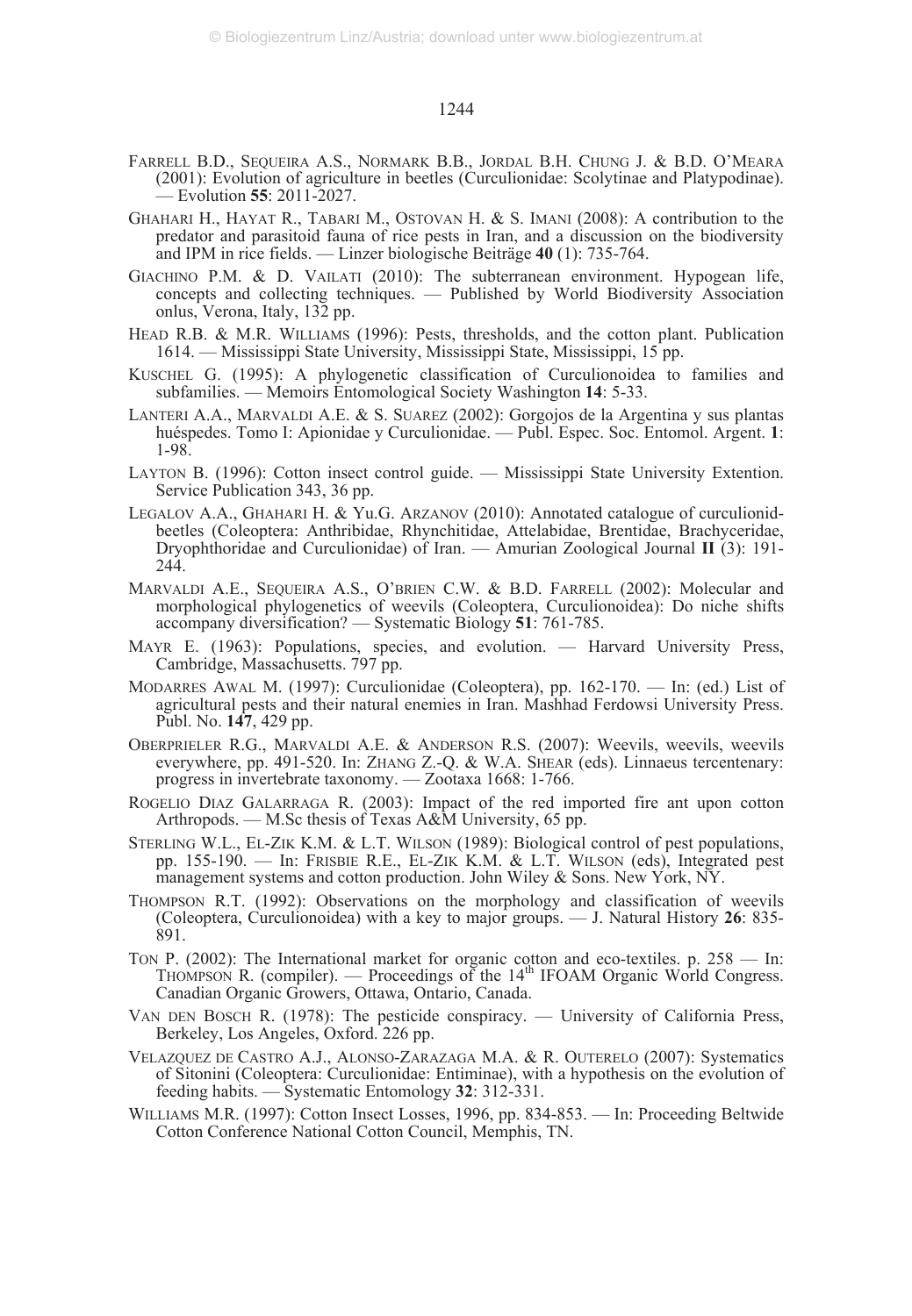FARRELL B.D., SEQUEIRA A.S., NORMARK B.B., JORDAL B.H. CHUNG J. & B.D. O'MEARA (2001): Evolution of agriculture in beetles (Curculionidae: Scolytinae and Platypodinae). — Evolution **55**: 2011-2027.

GHAHARI H., HAYAT R., TABARI M., OSTOVAN H. & S. IMANI (2008): A contribution to the predator and parasitoid fauna of rice pests in Iran, and a discussion on the biodiversity and IPM in rice fields. — Linzer biologische Beiträge **40** (1): 735-764.

GIACHINO P.M. & D. VAILATI (2010): The subterranean environment. Hypogean life, concepts and collecting techniques. — Published by World Biodiversity Association onlus, Verona, Italy, 132 pp.

HEAD R.B. & M.R. WILLIAMS (1996): Pests, thresholds, and the cotton plant. Publication 1614. — Mississippi State University, Mississippi State, Mississippi, 15 pp.

KUSCHEL G. (1995): A phylogenetic classification of Curculionoidea to families and subfamilies. — Memoirs Entomological Society Washington **14**: 5-33.

LANTERI A.A., MARVALDI A.E. & S. SUAREZ (2002): Gorgojos de la Argentina y sus plantas huéspedes. Tomo I: Apionidae y Curculionidae. — Publ. Espec. Soc. Entomol. Argent. **1**: 1-98.

LAYTON B. (1996): Cotton insect control guide. — Mississippi State University Extention. Service Publication 343, 36 pp.

LEGALOV A.A., GHAHARI H. & Yu.G. ARZANOV (2010): Annotated catalogue of curculionid-beetles (Coleoptera: Anthribidae, Rhynchitidae, Attelabidae, Brentidae, Brachyceridae, Dryophthoridae and Curculionidae) of Iran. — Amurian Zoological Journal **II** (3): 191-244.

MARVALDI A.E., SEQUEIRA A.S., O'BRIEN C.W. & B.D. FARRELL (2002): Molecular and morphological phylogenetics of weevils (Coleoptera, Curculionoidea): Do niche shifts accompany diversification? — Systematic Biology **51**: 761-785.

MAYR E. (1963): Populations, species, and evolution. — Harvard University Press, Cambridge, Massachusetts. 797 pp.

MODARRES AWAL M. (1997): Curculionidae (Coleoptera), pp. 162-170. — In: (ed.) List of agricultural pests and their natural enemies in Iran. Mashhad Ferdowsi University Press. Publ. No. **147**, 429 pp.

OBERPRIELER R.G., MARVALDI A.E. & ANDERSON R.S. (2007): Weevils, weevils, weevils everywhere, pp. 491-520. In: ZHANG Z.-Q. & W.A. SHEAR (eds). Linnaeus tercentenary: progress in invertebrate taxonomy. — Zootaxa 1668: 1-766.

ROGELIO DIAZ GALARRAGA R. (2003): Impact of the red imported fire ant upon cotton Arthropods. — M.Sc thesis of Texas A&M University, 65 pp.

STERLING W.L., EL-ZIK K.M. & L.T. WILSON (1989): Biological control of pest populations, pp. 155-190. — In: FRISBIE R.E., EL-ZIK K.M. & L.T. WILSON (eds), Integrated pest management systems and cotton production. John Wiley & Sons. New York, NY.

THOMPSON R.T. (1992): Observations on the morphology and classification of weevils (Coleoptera, Curculionoidea) with a key to major groups. — J. Natural History **26**: 835-891.

TON P. (2002): The International market for organic cotton and eco-textiles. p. 258 — In: THOMPSON R. (compiler). — Proceedings of the 14th IFOAM Organic World Congress. Canadian Organic Growers, Ottawa, Ontario, Canada.

VAN DEN BOSCH R. (1978): The pesticide conspiracy. — University of California Press, Berkeley, Los Angeles, Oxford. 226 pp.

VELAZQUEZ DE CASTRO A.J., ALONSO-ZARAZAGA M.A. & R. OUTERELO (2007): Systematics of Sitonini (Coleoptera: Curculionidae: Entiminae), with a hypothesis on the evolution of feeding habits. — Systematic Entomology **32**: 312-331.

WILLIAMS M.R. (1997): Cotton Insect Losses, 1996, pp. 834-853. — In: Proceeding Beltwide Cotton Conference National Cotton Council, Memphis, TN.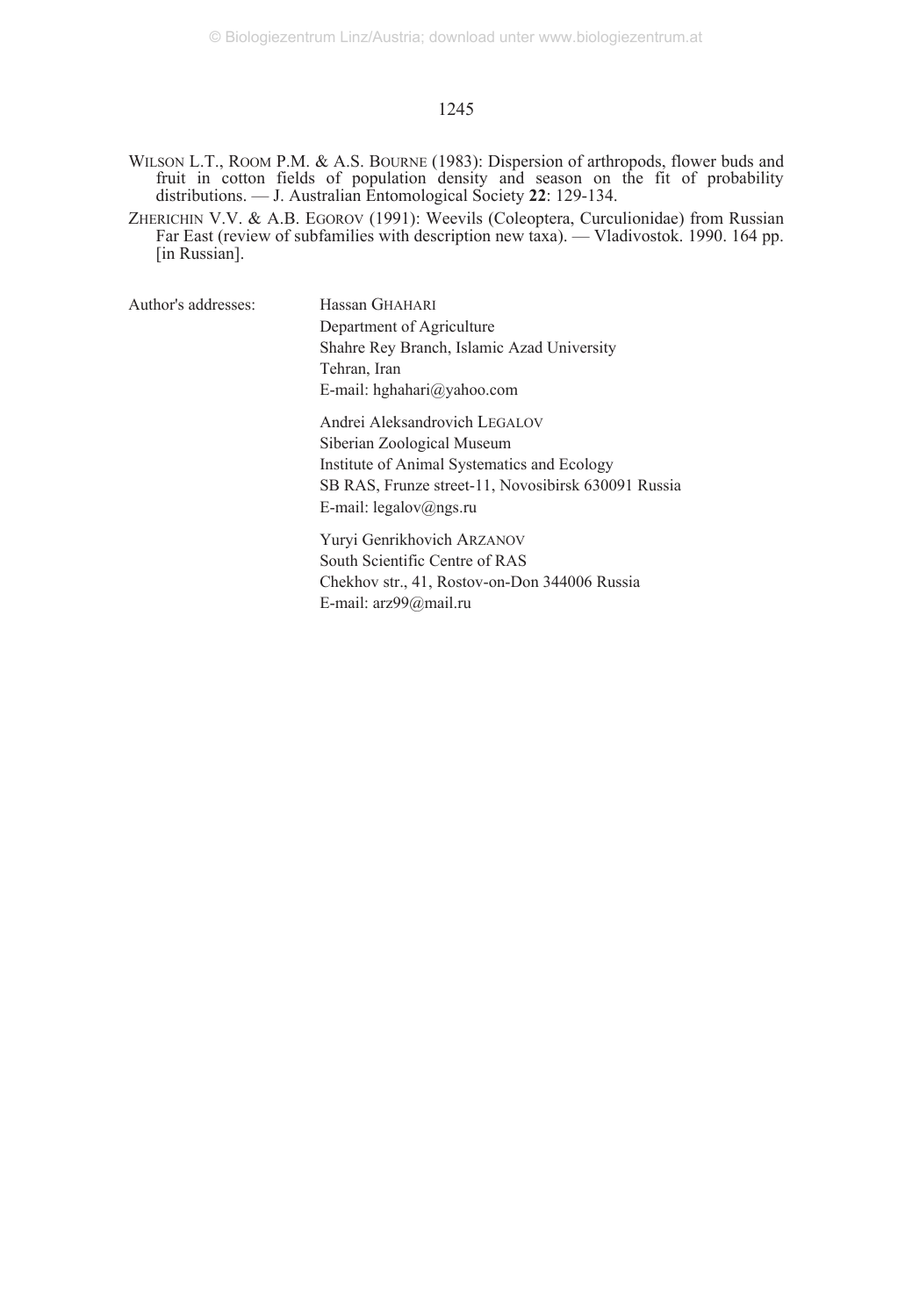WILSON L.T., ROOM P.M. & A.S. BOURNE (1983): Dispersion of arthropods, flower buds and fruit in cotton fields of population density and season on the fit of probability distributions. — J. Australian Entomological Society **22**: 129-134.

ZHERICHIN V.V. & A.B. EGOROV (1991): Weevils (Coleoptera, Curculionidae) from Russian Far East (review of subfamilies with description new taxa). — Vladivostok. 1990. 164 pp. [in Russian].

Author's addresses:

Hassan GHAHARI
Department of Agriculture
Shahre Rey Branch, Islamic Azad University
Tehran, Iran
E-mail: hghahari@yahoo.com

Andrei Aleksandrovich LEGALOV
Siberian Zoological Museum
Institute of Animal Systematics and Ecology
SB RAS, Frunze street-11, Novosibirsk 630091 Russia
E-mail: legalov@ngs.ru

Yuryi Genrikhovich ARZANOV
South Scientific Centre of RAS
Chekhov str., 41, Rostov-on-Don 344006 Russia
E-mail: arz99@mail.ru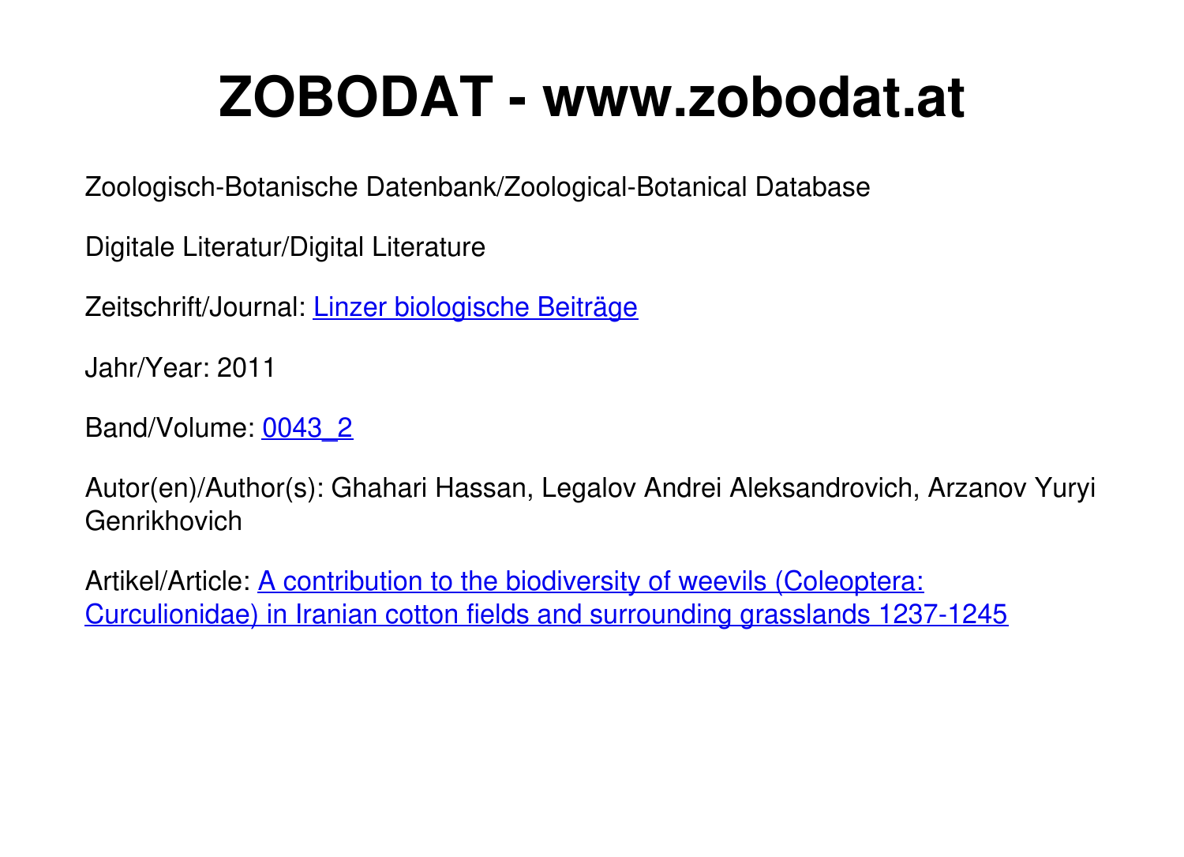# ZOBODAT - www.zobodat.at

Zoologisch-Botanische Datenbank/Zoological-Botanical Database

Digitale Literatur/Digital Literature

Zeitschrift/Journal: Linzer biologische Beiträge

Jahr/Year: 2011

Band/Volume: 0043_2

Autor(en)/Author(s): Ghahari Hassan, Legalov Andrei Aleksandrovich, Arzanov Yuryi Genrikhovich

Artikel/Article: A contribution to the biodiversity of weevils (Coleoptera: Curculionidae) in Iranian cotton fields and surrounding grasslands 1237-1245